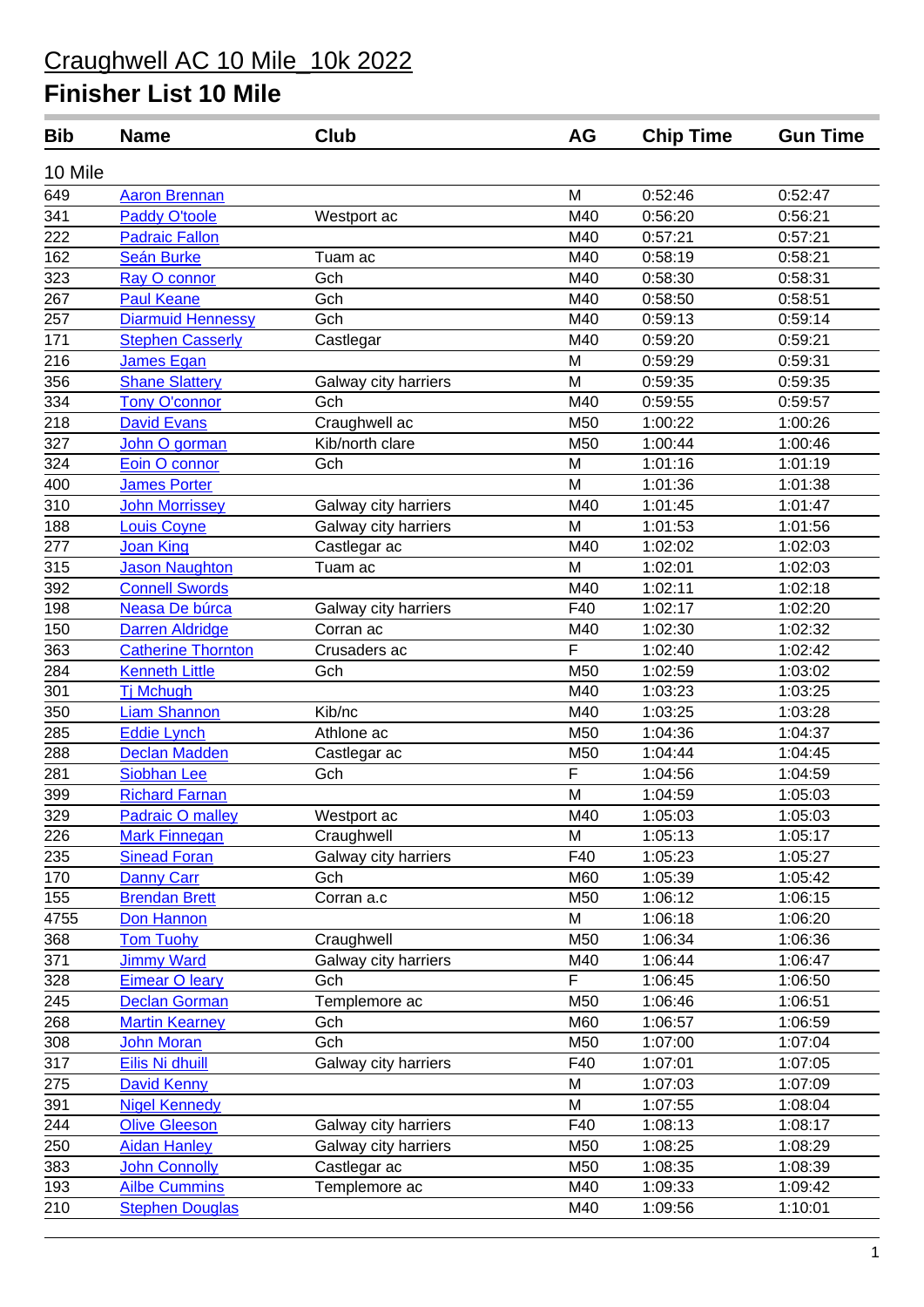# Craughwell AC 10 Mile_10k 2022

## Finisher List 10 Mile

| Bib | Name | Club | AG | Chip Time | Gun Time |
|---|---|---|---|---|---|
| 10 Mile | | | | | |
| 649 | Aaron Brennan | | M | 0:52:46 | 0:52:47 |
| 341 | Paddy O'toole | Westport ac | M40 | 0:56:20 | 0:56:21 |
| 222 | Padraic Fallon | | M40 | 0:57:21 | 0:57:21 |
| 162 | Seán Burke | Tuam ac | M40 | 0:58:19 | 0:58:21 |
| 323 | Ray O connor | Gch | M40 | 0:58:30 | 0:58:31 |
| 267 | Paul Keane | Gch | M40 | 0:58:50 | 0:58:51 |
| 257 | Diarmuid Hennessy | Gch | M40 | 0:59:13 | 0:59:14 |
| 171 | Stephen Casserly | Castlegar | M40 | 0:59:20 | 0:59:21 |
| 216 | James Egan | | M | 0:59:29 | 0:59:31 |
| 356 | Shane Slattery | Galway city harriers | M | 0:59:35 | 0:59:35 |
| 334 | Tony O'connor | Gch | M40 | 0:59:55 | 0:59:57 |
| 218 | David Evans | Craughwell ac | M50 | 1:00:22 | 1:00:26 |
| 327 | John O gorman | Kib/north clare | M50 | 1:00:44 | 1:00:46 |
| 324 | Eoin O connor | Gch | M | 1:01:16 | 1:01:19 |
| 400 | James Porter | | M | 1:01:36 | 1:01:38 |
| 310 | John Morrissey | Galway city harriers | M40 | 1:01:45 | 1:01:47 |
| 188 | Louis Coyne | Galway city harriers | M | 1:01:53 | 1:01:56 |
| 277 | Joan King | Castlegar ac | M40 | 1:02:02 | 1:02:03 |
| 315 | Jason Naughton | Tuam ac | M | 1:02:01 | 1:02:03 |
| 392 | Connell Swords | | M40 | 1:02:11 | 1:02:18 |
| 198 | Neasa De búrca | Galway city harriers | F40 | 1:02:17 | 1:02:20 |
| 150 | Darren Aldridge | Corran ac | M40 | 1:02:30 | 1:02:32 |
| 363 | Catherine Thornton | Crusaders ac | F | 1:02:40 | 1:02:42 |
| 284 | Kenneth Little | Gch | M50 | 1:02:59 | 1:03:02 |
| 301 | Tj Mchugh | | M40 | 1:03:23 | 1:03:25 |
| 350 | Liam Shannon | Kib/nc | M40 | 1:03:25 | 1:03:28 |
| 285 | Eddie Lynch | Athlone ac | M50 | 1:04:36 | 1:04:37 |
| 288 | Declan Madden | Castlegar ac | M50 | 1:04:44 | 1:04:45 |
| 281 | Siobhan Lee | Gch | F | 1:04:56 | 1:04:59 |
| 399 | Richard Farnan | | M | 1:04:59 | 1:05:03 |
| 329 | Padraic O malley | Westport ac | M40 | 1:05:03 | 1:05:03 |
| 226 | Mark Finnegan | Craughwell | M | 1:05:13 | 1:05:17 |
| 235 | Sinead Foran | Galway city harriers | F40 | 1:05:23 | 1:05:27 |
| 170 | Danny Carr | Gch | M60 | 1:05:39 | 1:05:42 |
| 155 | Brendan Brett | Corran a.c | M50 | 1:06:12 | 1:06:15 |
| 4755 | Don Hannon | | M | 1:06:18 | 1:06:20 |
| 368 | Tom Tuohy | Craughwell | M50 | 1:06:34 | 1:06:36 |
| 371 | Jimmy Ward | Galway city harriers | M40 | 1:06:44 | 1:06:47 |
| 328 | Eimear O leary | Gch | F | 1:06:45 | 1:06:50 |
| 245 | Declan Gorman | Templemore ac | M50 | 1:06:46 | 1:06:51 |
| 268 | Martin Kearney | Gch | M60 | 1:06:57 | 1:06:59 |
| 308 | John Moran | Gch | M50 | 1:07:00 | 1:07:04 |
| 317 | Eilis Ni dhuill | Galway city harriers | F40 | 1:07:01 | 1:07:05 |
| 275 | David Kenny | | M | 1:07:03 | 1:07:09 |
| 391 | Nigel Kennedy | | M | 1:07:55 | 1:08:04 |
| 244 | Olive Gleeson | Galway city harriers | F40 | 1:08:13 | 1:08:17 |
| 250 | Aidan Hanley | Galway city harriers | M50 | 1:08:25 | 1:08:29 |
| 383 | John Connolly | Castlegar ac | M50 | 1:08:35 | 1:08:39 |
| 193 | Ailbe Cummins | Templemore ac | M40 | 1:09:33 | 1:09:42 |
| 210 | Stephen Douglas | | M40 | 1:09:56 | 1:10:01 |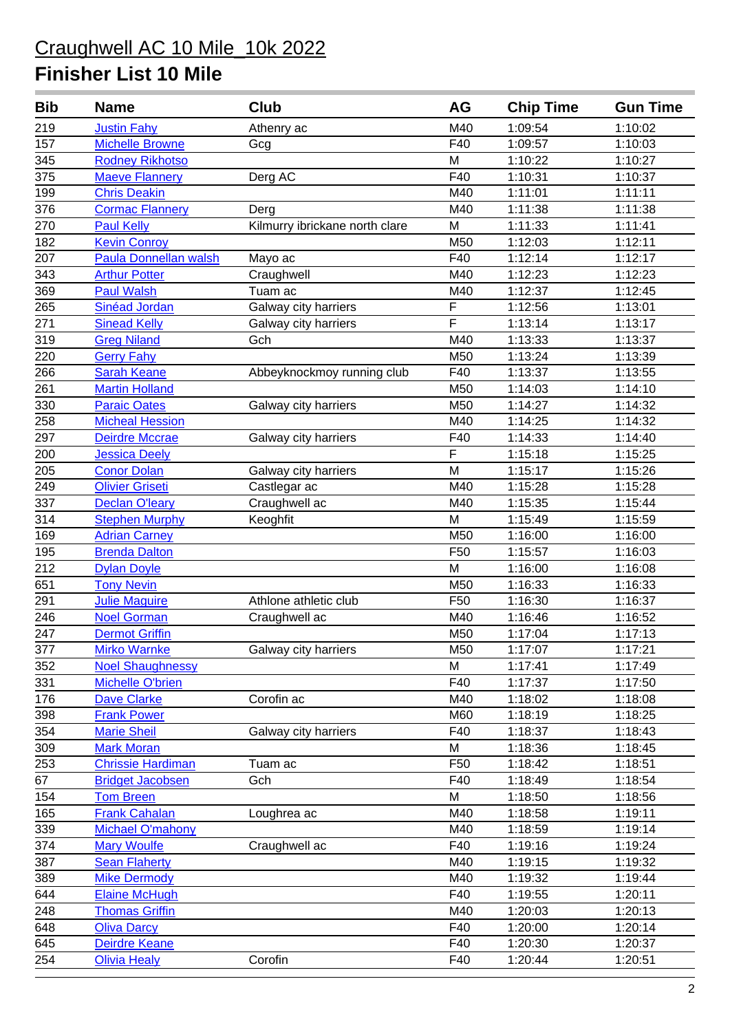# Craughwell AC 10 Mile_10k 2022

## Finisher List 10 Mile

| Bib | Name | Club | AG | Chip Time | Gun Time |
|---|---|---|---|---|---|
| 219 | Justin Fahy | Athenry ac | M40 | 1:09:54 | 1:10:02 |
| 157 | Michelle Browne | Gcg | F40 | 1:09:57 | 1:10:03 |
| 345 | Rodney Rikhotso | | M | 1:10:22 | 1:10:27 |
| 375 | Maeve Flannery | Derg AC | F40 | 1:10:31 | 1:10:37 |
| 199 | Chris Deakin | | M40 | 1:11:01 | 1:11:11 |
| 376 | Cormac Flannery | Derg | M40 | 1:11:38 | 1:11:38 |
| 270 | Paul Kelly | Kilmurry ibrickane north clare | M | 1:11:33 | 1:11:41 |
| 182 | Kevin Conroy | | M50 | 1:12:03 | 1:12:11 |
| 207 | Paula Donnellan walsh | Mayo ac | F40 | 1:12:14 | 1:12:17 |
| 343 | Arthur Potter | Craughwell | M40 | 1:12:23 | 1:12:23 |
| 369 | Paul Walsh | Tuam ac | M40 | 1:12:37 | 1:12:45 |
| 265 | Sinéad Jordan | Galway city harriers | F | 1:12:56 | 1:13:01 |
| 271 | Sinead Kelly | Galway city harriers | F | 1:13:14 | 1:13:17 |
| 319 | Greg Niland | Gch | M40 | 1:13:33 | 1:13:37 |
| 220 | Gerry Fahy | | M50 | 1:13:24 | 1:13:39 |
| 266 | Sarah Keane | Abbeyknockmoy running club | F40 | 1:13:37 | 1:13:55 |
| 261 | Martin Holland | | M50 | 1:14:03 | 1:14:10 |
| 330 | Paraic Oates | Galway city harriers | M50 | 1:14:27 | 1:14:32 |
| 258 | Micheal Hession | | M40 | 1:14:25 | 1:14:32 |
| 297 | Deirdre Mccrae | Galway city harriers | F40 | 1:14:33 | 1:14:40 |
| 200 | Jessica Deely | | F | 1:15:18 | 1:15:25 |
| 205 | Conor Dolan | Galway city harriers | M | 1:15:17 | 1:15:26 |
| 249 | Olivier Griseti | Castlegar ac | M40 | 1:15:28 | 1:15:28 |
| 337 | Declan O'leary | Craughwell ac | M40 | 1:15:35 | 1:15:44 |
| 314 | Stephen Murphy | Keoghfit | M | 1:15:49 | 1:15:59 |
| 169 | Adrian Carney | | M50 | 1:16:00 | 1:16:00 |
| 195 | Brenda Dalton | | F50 | 1:15:57 | 1:16:03 |
| 212 | Dylan Doyle | | M | 1:16:00 | 1:16:08 |
| 651 | Tony Nevin | | M50 | 1:16:33 | 1:16:33 |
| 291 | Julie Maguire | Athlone athletic club | F50 | 1:16:30 | 1:16:37 |
| 246 | Noel Gorman | Craughwell ac | M40 | 1:16:46 | 1:16:52 |
| 247 | Dermot Griffin | | M50 | 1:17:04 | 1:17:13 |
| 377 | Mirko Warnke | Galway city harriers | M50 | 1:17:07 | 1:17:21 |
| 352 | Noel Shaughnessy | | M | 1:17:41 | 1:17:49 |
| 331 | Michelle O'brien | | F40 | 1:17:37 | 1:17:50 |
| 176 | Dave Clarke | Corofin ac | M40 | 1:18:02 | 1:18:08 |
| 398 | Frank Power | | M60 | 1:18:19 | 1:18:25 |
| 354 | Marie Sheil | Galway city harriers | F40 | 1:18:37 | 1:18:43 |
| 309 | Mark Moran | | M | 1:18:36 | 1:18:45 |
| 253 | Chrissie Hardiman | Tuam ac | F50 | 1:18:42 | 1:18:51 |
| 67 | Bridget Jacobsen | Gch | F40 | 1:18:49 | 1:18:54 |
| 154 | Tom Breen | | M | 1:18:50 | 1:18:56 |
| 165 | Frank Cahalan | Loughrea ac | M40 | 1:18:58 | 1:19:11 |
| 339 | Michael O'mahony | | M40 | 1:18:59 | 1:19:14 |
| 374 | Mary Woulfe | Craughwell ac | F40 | 1:19:16 | 1:19:24 |
| 387 | Sean Flaherty | | M40 | 1:19:15 | 1:19:32 |
| 389 | Mike Dermody | | M40 | 1:19:32 | 1:19:44 |
| 644 | Elaine McHugh | | F40 | 1:19:55 | 1:20:11 |
| 248 | Thomas Griffin | | M40 | 1:20:03 | 1:20:13 |
| 648 | Oliva Darcy | | F40 | 1:20:00 | 1:20:14 |
| 645 | Deirdre Keane | | F40 | 1:20:30 | 1:20:37 |
| 254 | Olivia Healy | Corofin | F40 | 1:20:44 | 1:20:51 |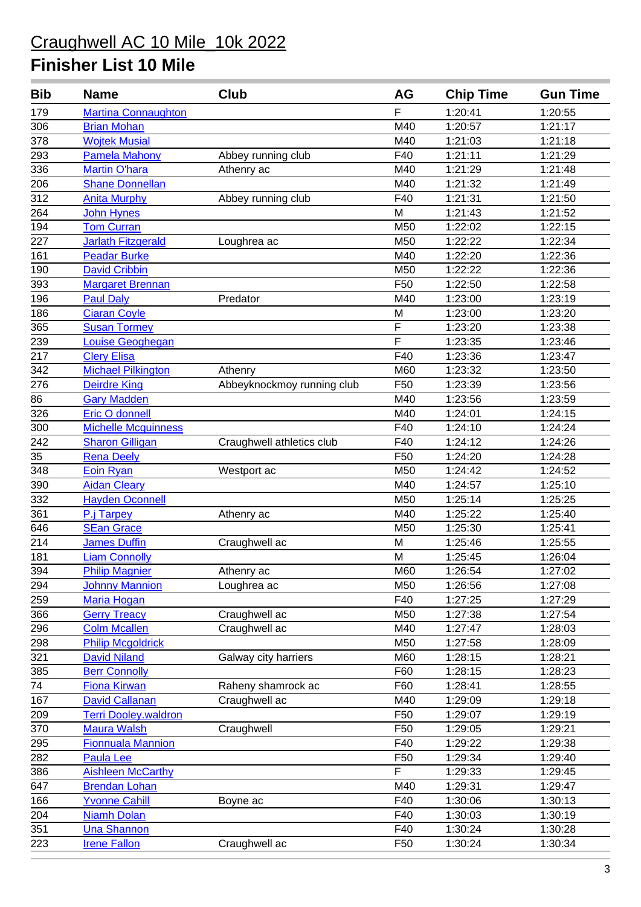# Craughwell AC 10 Mile_10k 2022

## Finisher List 10 Mile

| Bib | Name | Club | AG | Chip Time | Gun Time |
|---|---|---|---|---|---|
| 179 | Martina Connaughton | | F | 1:20:41 | 1:20:55 |
| 306 | Brian Mohan | | M40 | 1:20:57 | 1:21:17 |
| 378 | Wojtek Musial | | M40 | 1:21:03 | 1:21:18 |
| 293 | Pamela Mahony | Abbey running club | F40 | 1:21:11 | 1:21:29 |
| 336 | Martin O'hara | Athenry ac | M40 | 1:21:29 | 1:21:48 |
| 206 | Shane Donnellan | | M40 | 1:21:32 | 1:21:49 |
| 312 | Anita Murphy | Abbey running club | F40 | 1:21:31 | 1:21:50 |
| 264 | John Hynes | | M | 1:21:43 | 1:21:52 |
| 194 | Tom Curran | | M50 | 1:22:02 | 1:22:15 |
| 227 | Jarlath Fitzgerald | Loughrea ac | M50 | 1:22:22 | 1:22:34 |
| 161 | Peadar Burke | | M40 | 1:22:20 | 1:22:36 |
| 190 | David Cribbin | | M50 | 1:22:22 | 1:22:36 |
| 393 | Margaret Brennan | | F50 | 1:22:50 | 1:22:58 |
| 196 | Paul Daly | Predator | M40 | 1:23:00 | 1:23:19 |
| 186 | Ciaran Coyle | | M | 1:23:00 | 1:23:20 |
| 365 | Susan Tormey | | F | 1:23:20 | 1:23:38 |
| 239 | Louise Geoghegan | | F | 1:23:35 | 1:23:46 |
| 217 | Clery Elisa | | F40 | 1:23:36 | 1:23:47 |
| 342 | Michael Pilkington | Athenry | M60 | 1:23:32 | 1:23:50 |
| 276 | Deirdre King | Abbeyknockmoy running club | F50 | 1:23:39 | 1:23:56 |
| 86 | Gary Madden | | M40 | 1:23:56 | 1:23:59 |
| 326 | Eric O donnell | | M40 | 1:24:01 | 1:24:15 |
| 300 | Michelle Mcguinness | | F40 | 1:24:10 | 1:24:24 |
| 242 | Sharon Gilligan | Craughwell athletics club | F40 | 1:24:12 | 1:24:26 |
| 35 | Rena Deely | | F50 | 1:24:20 | 1:24:28 |
| 348 | Eoin Ryan | Westport ac | M50 | 1:24:42 | 1:24:52 |
| 390 | Aidan Cleary | | M40 | 1:24:57 | 1:25:10 |
| 332 | Hayden Oconnell | | M50 | 1:25:14 | 1:25:25 |
| 361 | P.j Tarpey | Athenry ac | M40 | 1:25:22 | 1:25:40 |
| 646 | SEan Grace | | M50 | 1:25:30 | 1:25:41 |
| 214 | James Duffin | Craughwell ac | M | 1:25:46 | 1:25:55 |
| 181 | Liam Connolly | | M | 1:25:45 | 1:26:04 |
| 394 | Philip Magnier | Athenry ac | M60 | 1:26:54 | 1:27:02 |
| 294 | Johnny Mannion | Loughrea ac | M50 | 1:26:56 | 1:27:08 |
| 259 | Maria Hogan | | F40 | 1:27:25 | 1:27:29 |
| 366 | Gerry Treacy | Craughwell ac | M50 | 1:27:38 | 1:27:54 |
| 296 | Colm Mcallen | Craughwell ac | M40 | 1:27:47 | 1:28:03 |
| 298 | Philip Mcgoldrick | | M50 | 1:27:58 | 1:28:09 |
| 321 | David Niland | Galway city harriers | M60 | 1:28:15 | 1:28:21 |
| 385 | Berr Connolly | | F60 | 1:28:15 | 1:28:23 |
| 74 | Fiona Kirwan | Raheny shamrock ac | F60 | 1:28:41 | 1:28:55 |
| 167 | David Callanan | Craughwell ac | M40 | 1:29:09 | 1:29:18 |
| 209 | Terri Dooley.waldron | | F50 | 1:29:07 | 1:29:19 |
| 370 | Maura Walsh | Craughwell | F50 | 1:29:05 | 1:29:21 |
| 295 | Fionnuala Mannion | | F40 | 1:29:22 | 1:29:38 |
| 282 | Paula Lee | | F50 | 1:29:34 | 1:29:40 |
| 386 | Aishleen McCarthy | | F | 1:29:33 | 1:29:45 |
| 647 | Brendan Lohan | | M40 | 1:29:31 | 1:29:47 |
| 166 | Yvonne Cahill | Boyne ac | F40 | 1:30:06 | 1:30:13 |
| 204 | Niamh Dolan | | F40 | 1:30:03 | 1:30:19 |
| 351 | Una Shannon | | F40 | 1:30:24 | 1:30:28 |
| 223 | Irene Fallon | Craughwell ac | F50 | 1:30:24 | 1:30:34 |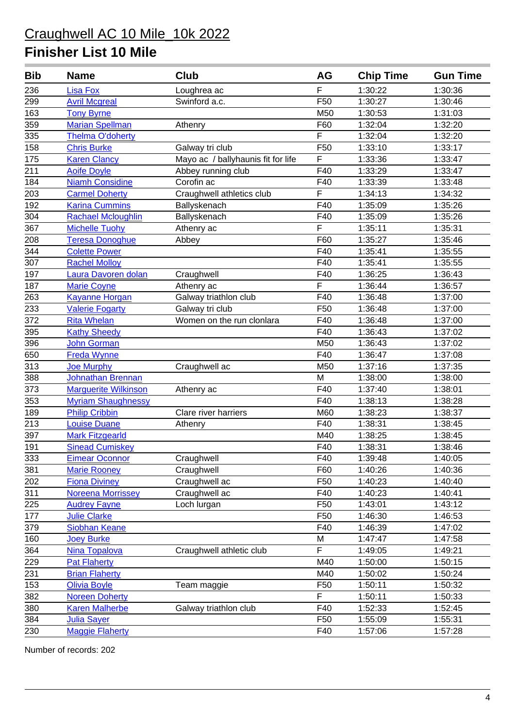# Craughwell AC 10 Mile_10k 2022

## Finisher List 10 Mile

| Bib | Name | Club | AG | Chip Time | Gun Time |
|---|---|---|---|---|---|
| 236 | Lisa Fox | Loughrea ac | F | 1:30:22 | 1:30:36 |
| 299 | Avril Mcgreal | Swinford a.c. | F50 | 1:30:27 | 1:30:46 |
| 163 | Tony Byrne | | M50 | 1:30:53 | 1:31:03 |
| 359 | Marian Spellman | Athenry | F60 | 1:32:04 | 1:32:20 |
| 335 | Thelma O'doherty | | F | 1:32:04 | 1:32:20 |
| 158 | Chris Burke | Galway tri club | F50 | 1:33:10 | 1:33:17 |
| 175 | Karen Clancy | Mayo ac / ballyhaunis fit for life | F | 1:33:36 | 1:33:47 |
| 211 | Aoife Doyle | Abbey running club | F40 | 1:33:29 | 1:33:47 |
| 184 | Niamh Considine | Corofin ac | F40 | 1:33:39 | 1:33:48 |
| 203 | Carmel Doherty | Craughwell athletics club | F | 1:34:13 | 1:34:32 |
| 192 | Karina Cummins | Ballyskenach | F40 | 1:35:09 | 1:35:26 |
| 304 | Rachael Mcloughlin | Ballyskenach | F40 | 1:35:09 | 1:35:26 |
| 367 | Michelle Tuohy | Athenry ac | F | 1:35:11 | 1:35:31 |
| 208 | Teresa Donoghue | Abbey | F60 | 1:35:27 | 1:35:46 |
| 344 | Colette Power | | F40 | 1:35:41 | 1:35:55 |
| 307 | Rachel Molloy | | F40 | 1:35:41 | 1:35:55 |
| 197 | Laura Davoren dolan | Craughwell | F40 | 1:36:25 | 1:36:43 |
| 187 | Marie Coyne | Athenry ac | F | 1:36:44 | 1:36:57 |
| 263 | Kayanne Horgan | Galway triathlon club | F40 | 1:36:48 | 1:37:00 |
| 233 | Valerie Fogarty | Galway tri club | F50 | 1:36:48 | 1:37:00 |
| 372 | Rita Whelan | Women on the run clonlara | F40 | 1:36:48 | 1:37:00 |
| 395 | Kathy Sheedy | | F40 | 1:36:43 | 1:37:02 |
| 396 | John Gorman | | M50 | 1:36:43 | 1:37:02 |
| 650 | Freda Wynne | | F40 | 1:36:47 | 1:37:08 |
| 313 | Joe Murphy | Craughwell ac | M50 | 1:37:16 | 1:37:35 |
| 388 | Johnathan Brennan | | M | 1:38:00 | 1:38:00 |
| 373 | Marguerite Wilkinson | Athenry ac | F40 | 1:37:40 | 1:38:01 |
| 353 | Myriam Shaughnessy | | F40 | 1:38:13 | 1:38:28 |
| 189 | Philip Cribbin | Clare river harriers | M60 | 1:38:23 | 1:38:37 |
| 213 | Louise Duane | Athenry | F40 | 1:38:31 | 1:38:45 |
| 397 | Mark Fitzgearld | | M40 | 1:38:25 | 1:38:45 |
| 191 | Sinead Cumiskey | | F40 | 1:38:31 | 1:38:46 |
| 333 | Eimear Oconnor | Craughwell | F40 | 1:39:48 | 1:40:05 |
| 381 | Marie Rooney | Craughwell | F60 | 1:40:26 | 1:40:36 |
| 202 | Fiona Diviney | Craughwell ac | F50 | 1:40:23 | 1:40:40 |
| 311 | Noreena Morrissey | Craughwell ac | F40 | 1:40:23 | 1:40:41 |
| 225 | Audrey Fayne | Loch lurgan | F50 | 1:43:01 | 1:43:12 |
| 177 | Julie Clarke | | F50 | 1:46:30 | 1:46:53 |
| 379 | Siobhan Keane | | F40 | 1:46:39 | 1:47:02 |
| 160 | Joey Burke | | M | 1:47:47 | 1:47:58 |
| 364 | Nina Topalova | Craughwell athletic club | F | 1:49:05 | 1:49:21 |
| 229 | Pat Flaherty | | M40 | 1:50:00 | 1:50:15 |
| 231 | Brian Flaherty | | M40 | 1:50:02 | 1:50:24 |
| 153 | Olivia Boyle | Team maggie | F50 | 1:50:11 | 1:50:32 |
| 382 | Noreen Doherty | | F | 1:50:11 | 1:50:33 |
| 380 | Karen Malherbe | Galway triathlon club | F40 | 1:52:33 | 1:52:45 |
| 384 | Julia Sayer | | F50 | 1:55:09 | 1:55:31 |
| 230 | Maggie Flaherty | | F40 | 1:57:06 | 1:57:28 |

Number of records: 202